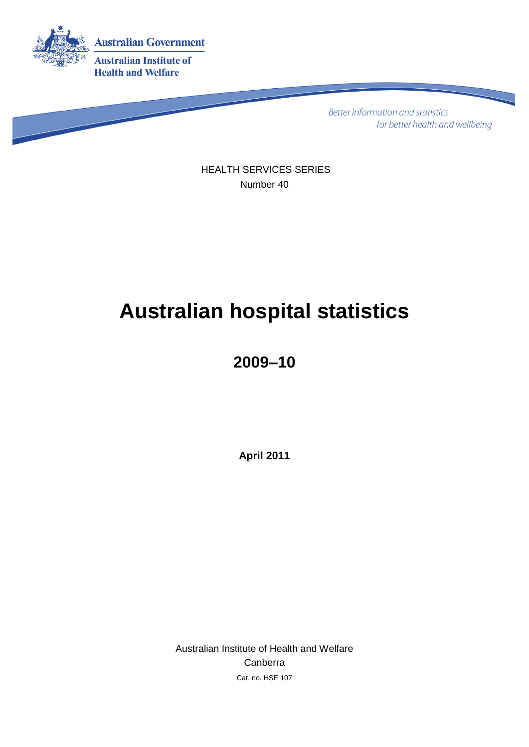Australian Government

Australian Institute of Health and Welfare

*Better information and statistics for better health and wellbeing*

HEALTH SERVICES SERIES

Number 40

# Australian hospital statistics

## 2009–10

**April 2011**

Australian Institute of Health and Welfare

Canberra

Cat. no. HSE 107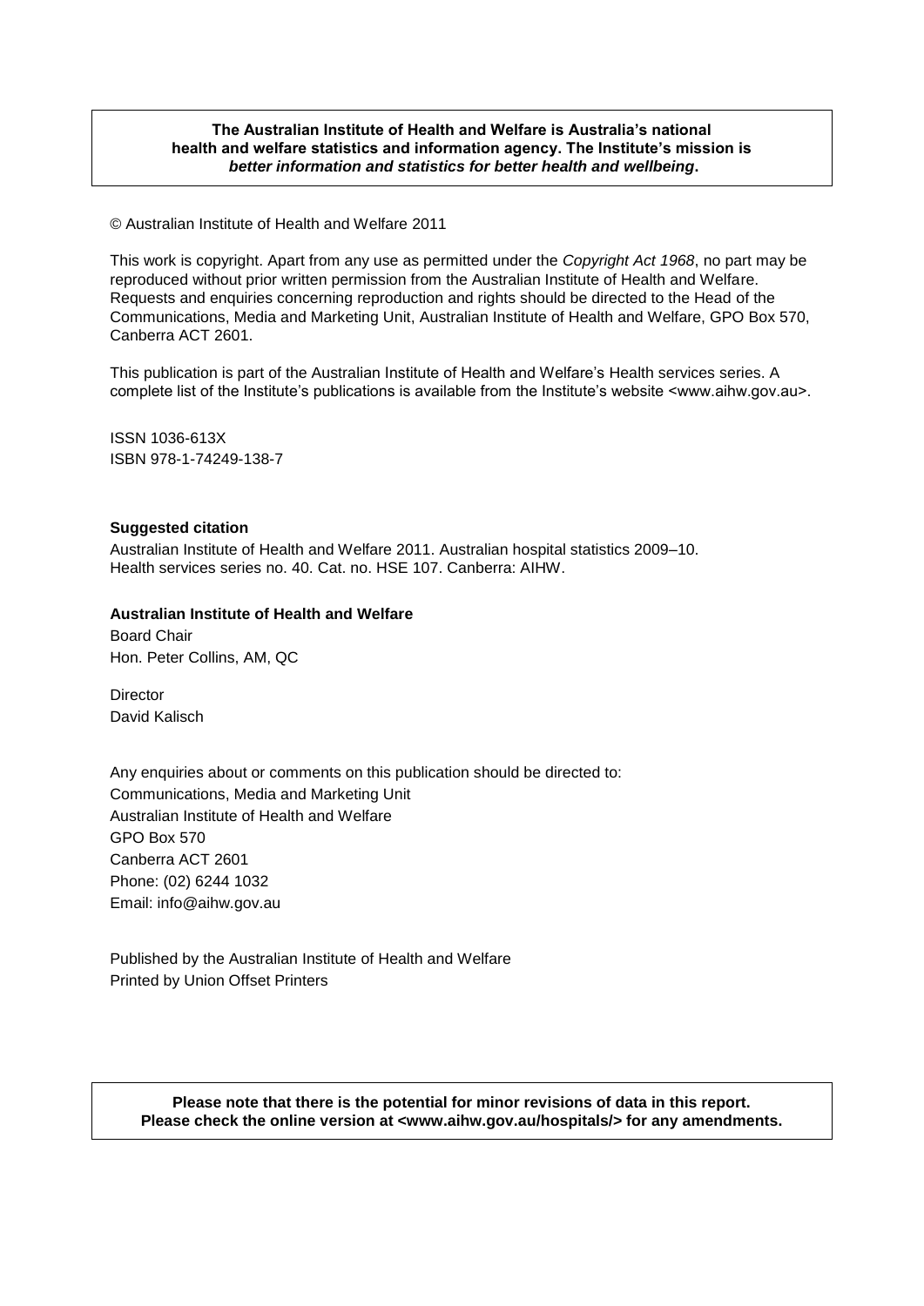**The Australian Institute of Health and Welfare is Australia's national health and welfare statistics and information agency. The Institute's mission is *better information and statistics for better health and wellbeing*.**

© Australian Institute of Health and Welfare 2011

This work is copyright. Apart from any use as permitted under the *Copyright Act 1968*, no part may be reproduced without prior written permission from the Australian Institute of Health and Welfare. Requests and enquiries concerning reproduction and rights should be directed to the Head of the Communications, Media and Marketing Unit, Australian Institute of Health and Welfare, GPO Box 570, Canberra ACT 2601.

This publication is part of the Australian Institute of Health and Welfare's Health services series. A complete list of the Institute's publications is available from the Institute's website <www.aihw.gov.au>.

ISSN 1036-613X
ISBN 978-1-74249-138-7

**Suggested citation**

Australian Institute of Health and Welfare 2011. Australian hospital statistics 2009–10. Health services series no. 40. Cat. no. HSE 107. Canberra: AIHW.

**Australian Institute of Health and Welfare**

Board Chair
Hon. Peter Collins, AM, QC

Director
David Kalisch

Any enquiries about or comments on this publication should be directed to:
Communications, Media and Marketing Unit
Australian Institute of Health and Welfare
GPO Box 570
Canberra ACT 2601
Phone: (02) 6244 1032
Email: info@aihw.gov.au

Published by the Australian Institute of Health and Welfare
Printed by Union Offset Printers

**Please note that there is the potential for minor revisions of data in this report. Please check the online version at <www.aihw.gov.au/hospitals/> for any amendments.**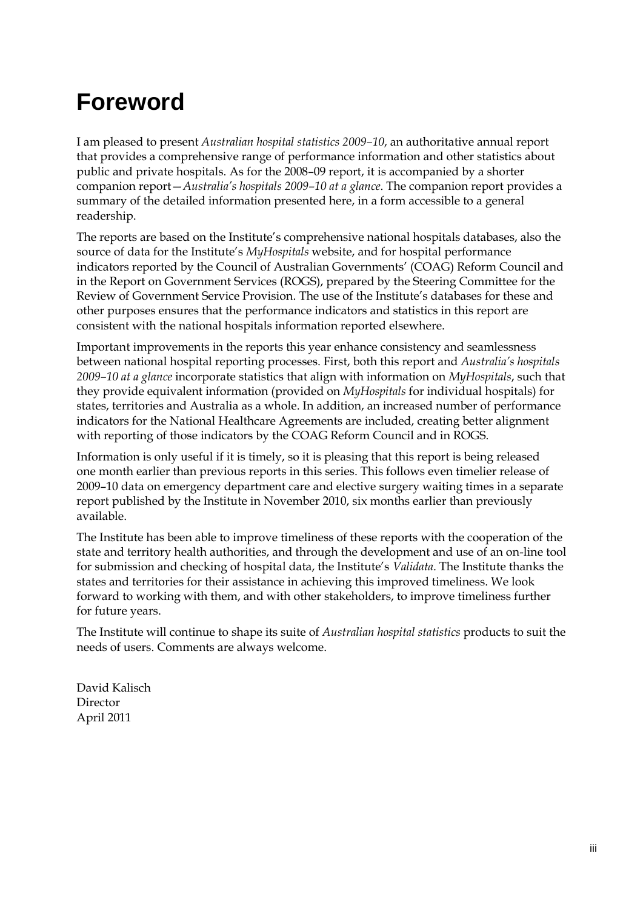# Foreword

I am pleased to present *Australian hospital statistics 2009–10*, an authoritative annual report that provides a comprehensive range of performance information and other statistics about public and private hospitals. As for the 2008–09 report, it is accompanied by a shorter companion report—*Australia's hospitals 2009–10 at a glance*. The companion report provides a summary of the detailed information presented here, in a form accessible to a general readership.

The reports are based on the Institute's comprehensive national hospitals databases, also the source of data for the Institute's *MyHospitals* website, and for hospital performance indicators reported by the Council of Australian Governments' (COAG) Reform Council and in the Report on Government Services (ROGS), prepared by the Steering Committee for the Review of Government Service Provision. The use of the Institute's databases for these and other purposes ensures that the performance indicators and statistics in this report are consistent with the national hospitals information reported elsewhere.

Important improvements in the reports this year enhance consistency and seamlessness between national hospital reporting processes. First, both this report and *Australia's hospitals 2009–10 at a glance* incorporate statistics that align with information on *MyHospitals*, such that they provide equivalent information (provided on *MyHospitals* for individual hospitals) for states, territories and Australia as a whole. In addition, an increased number of performance indicators for the National Healthcare Agreements are included, creating better alignment with reporting of those indicators by the COAG Reform Council and in ROGS.

Information is only useful if it is timely, so it is pleasing that this report is being released one month earlier than previous reports in this series. This follows even timelier release of 2009–10 data on emergency department care and elective surgery waiting times in a separate report published by the Institute in November 2010, six months earlier than previously available.

The Institute has been able to improve timeliness of these reports with the cooperation of the state and territory health authorities, and through the development and use of an on-line tool for submission and checking of hospital data, the Institute's *Validata*. The Institute thanks the states and territories for their assistance in achieving this improved timeliness. We look forward to working with them, and with other stakeholders, to improve timeliness further for future years.

The Institute will continue to shape its suite of *Australian hospital statistics* products to suit the needs of users. Comments are always welcome.

David Kalisch
Director
April 2011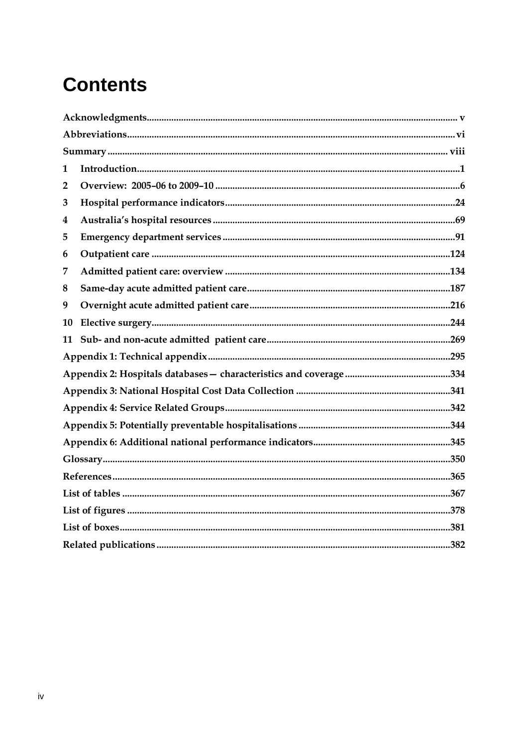# Contents

| | | |
|---|---|---|
| Acknowledgments | | v |
| Abbreviations | | vi |
| Summary | | viii |
| 1 | Introduction | 1 |
| 2 | Overview: 2005–06 to 2009–10 | 6 |
| 3 | Hospital performance indicators | 24 |
| 4 | Australia's hospital resources | 69 |
| 5 | Emergency department services | 91 |
| 6 | Outpatient care | 124 |
| 7 | Admitted patient care: overview | 134 |
| 8 | Same-day acute admitted patient care | 187 |
| 9 | Overnight acute admitted patient care | 216 |
| 10 | Elective surgery | 244 |
| 11 | Sub- and non-acute admitted patient care | 269 |
| Appendix 1: Technical appendix | | 295 |
| Appendix 2: Hospitals databases— characteristics and coverage | | 334 |
| Appendix 3: National Hospital Cost Data Collection | | 341 |
| Appendix 4: Service Related Groups | | 342 |
| Appendix 5: Potentially preventable hospitalisations | | 344 |
| Appendix 6: Additional national performance indicators | | 345 |
| Glossary | | 350 |
| References | | 365 |
| List of tables | | 367 |
| List of figures | | 378 |
| List of boxes | | 381 |
| Related publications | | 382 |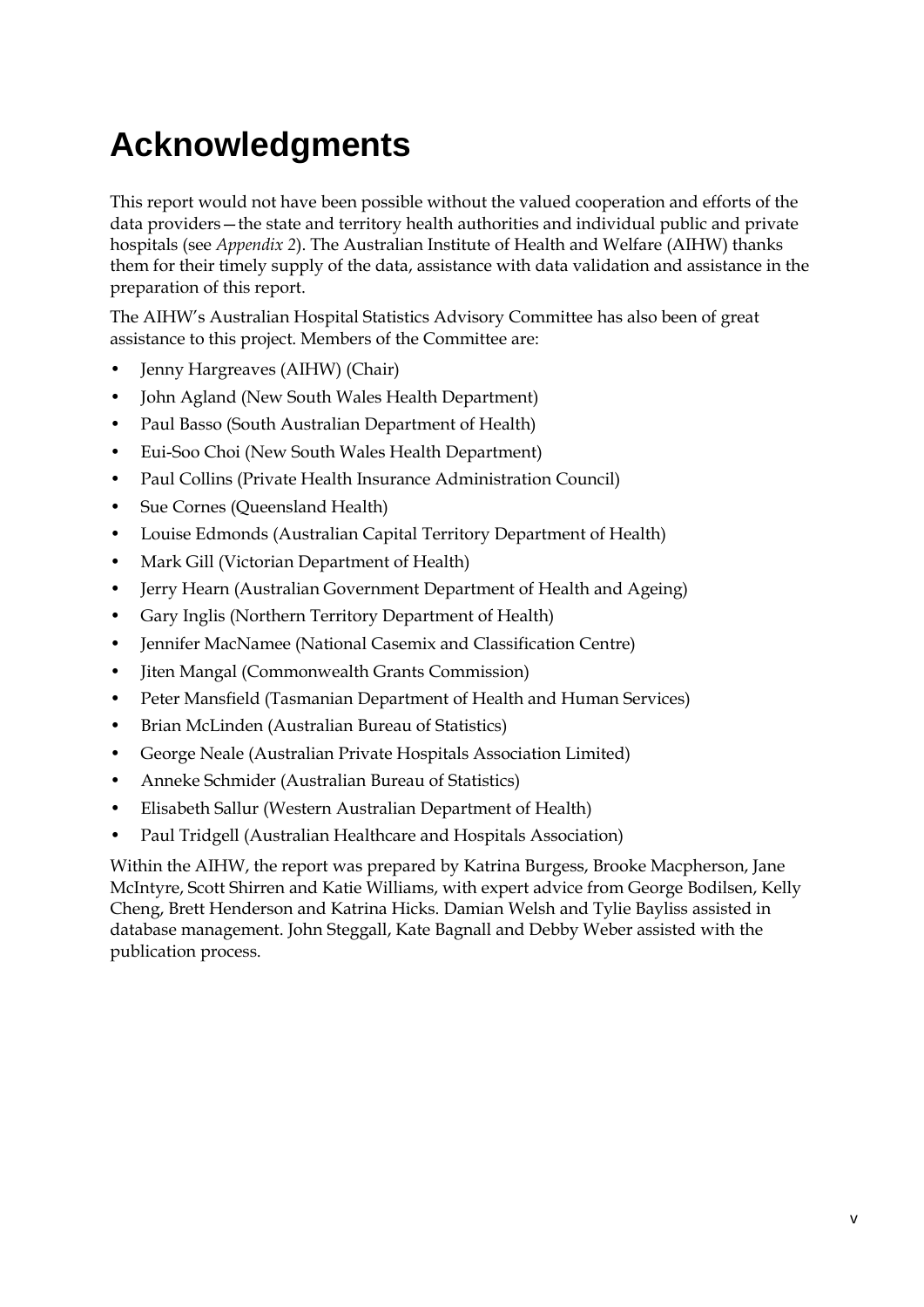# Acknowledgments

This report would not have been possible without the valued cooperation and efforts of the data providers—the state and territory health authorities and individual public and private hospitals (see *Appendix 2*). The Australian Institute of Health and Welfare (AIHW) thanks them for their timely supply of the data, assistance with data validation and assistance in the preparation of this report.

The AIHW's Australian Hospital Statistics Advisory Committee has also been of great assistance to this project. Members of the Committee are:

- Jenny Hargreaves (AIHW) (Chair)
- John Agland (New South Wales Health Department)
- Paul Basso (South Australian Department of Health)
- Eui-Soo Choi (New South Wales Health Department)
- Paul Collins (Private Health Insurance Administration Council)
- Sue Cornes (Queensland Health)
- Louise Edmonds (Australian Capital Territory Department of Health)
- Mark Gill (Victorian Department of Health)
- Jerry Hearn (Australian Government Department of Health and Ageing)
- Gary Inglis (Northern Territory Department of Health)
- Jennifer MacNamee (National Casemix and Classification Centre)
- Jiten Mangal (Commonwealth Grants Commission)
- Peter Mansfield (Tasmanian Department of Health and Human Services)
- Brian McLinden (Australian Bureau of Statistics)
- George Neale (Australian Private Hospitals Association Limited)
- Anneke Schmider (Australian Bureau of Statistics)
- Elisabeth Sallur (Western Australian Department of Health)
- Paul Tridgell (Australian Healthcare and Hospitals Association)

Within the AIHW, the report was prepared by Katrina Burgess, Brooke Macpherson, Jane McIntyre, Scott Shirren and Katie Williams, with expert advice from George Bodilsen, Kelly Cheng, Brett Henderson and Katrina Hicks. Damian Welsh and Tylie Bayliss assisted in database management. John Steggall, Kate Bagnall and Debby Weber assisted with the publication process.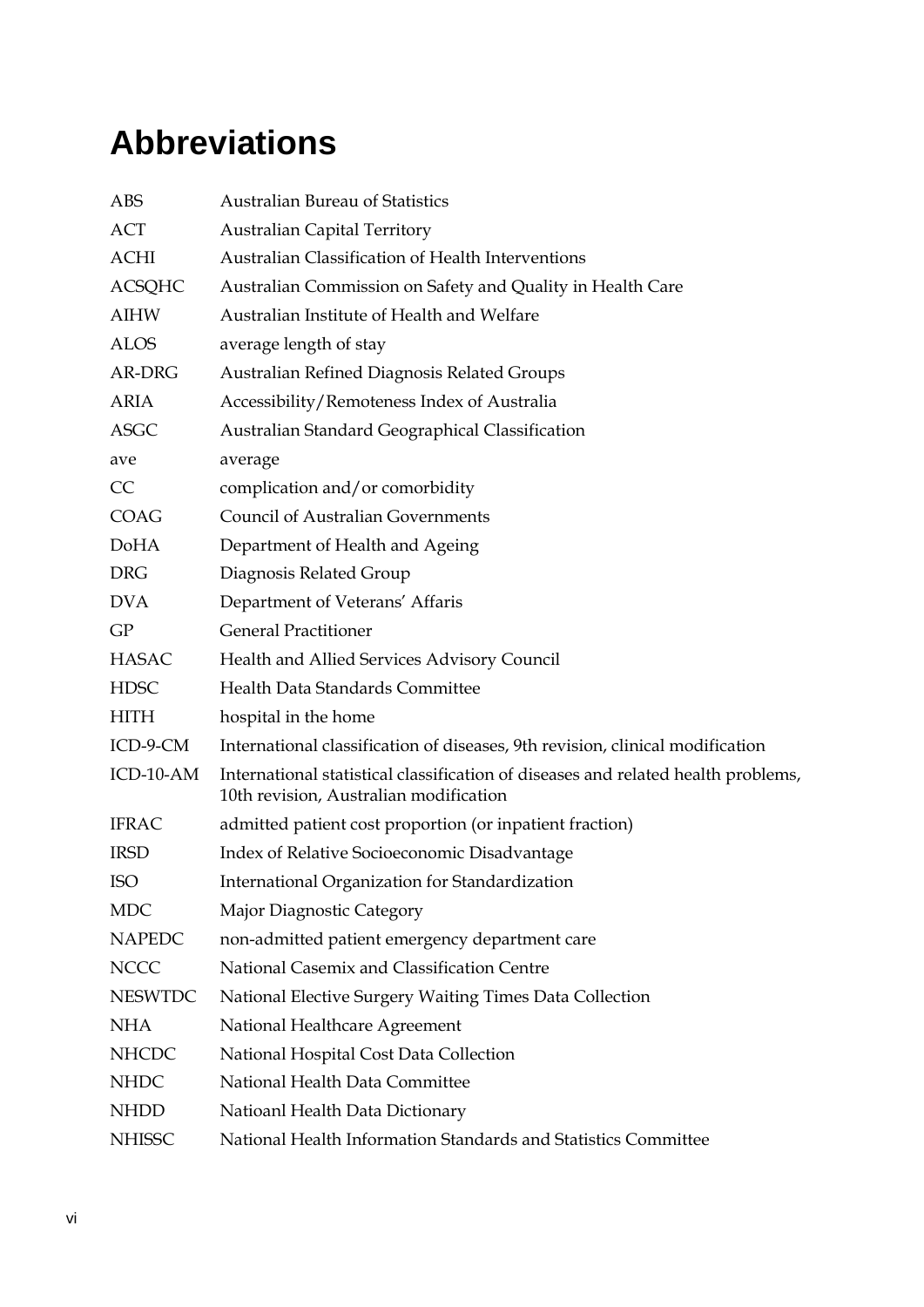# Abbreviations

| | |
|---|---|
| ABS | Australian Bureau of Statistics |
| ACT | Australian Capital Territory |
| ACHI | Australian Classification of Health Interventions |
| ACSQHC | Australian Commission on Safety and Quality in Health Care |
| AIHW | Australian Institute of Health and Welfare |
| ALOS | average length of stay |
| AR-DRG | Australian Refined Diagnosis Related Groups |
| ARIA | Accessibility/Remoteness Index of Australia |
| ASGC | Australian Standard Geographical Classification |
| ave | average |
| CC | complication and/or comorbidity |
| COAG | Council of Australian Governments |
| DoHA | Department of Health and Ageing |
| DRG | Diagnosis Related Group |
| DVA | Department of Veterans' Affaris |
| GP | General Practitioner |
| HASAC | Health and Allied Services Advisory Council |
| HDSC | Health Data Standards Committee |
| HITH | hospital in the home |
| ICD-9-CM | International classification of diseases, 9th revision, clinical modification |
| ICD-10-AM | International statistical classification of diseases and related health problems, 10th revision, Australian modification |
| IFRAC | admitted patient cost proportion (or inpatient fraction) |
| IRSD | Index of Relative Socioeconomic Disadvantage |
| ISO | International Organization for Standardization |
| MDC | Major Diagnostic Category |
| NAPEDC | non-admitted patient emergency department care |
| NCCC | National Casemix and Classification Centre |
| NESWTDC | National Elective Surgery Waiting Times Data Collection |
| NHA | National Healthcare Agreement |
| NHCDC | National Hospital Cost Data Collection |
| NHDC | National Health Data Committee |
| NHDD | Natioanl Health Data Dictionary |
| NHISSC | National Health Information Standards and Statistics Committee |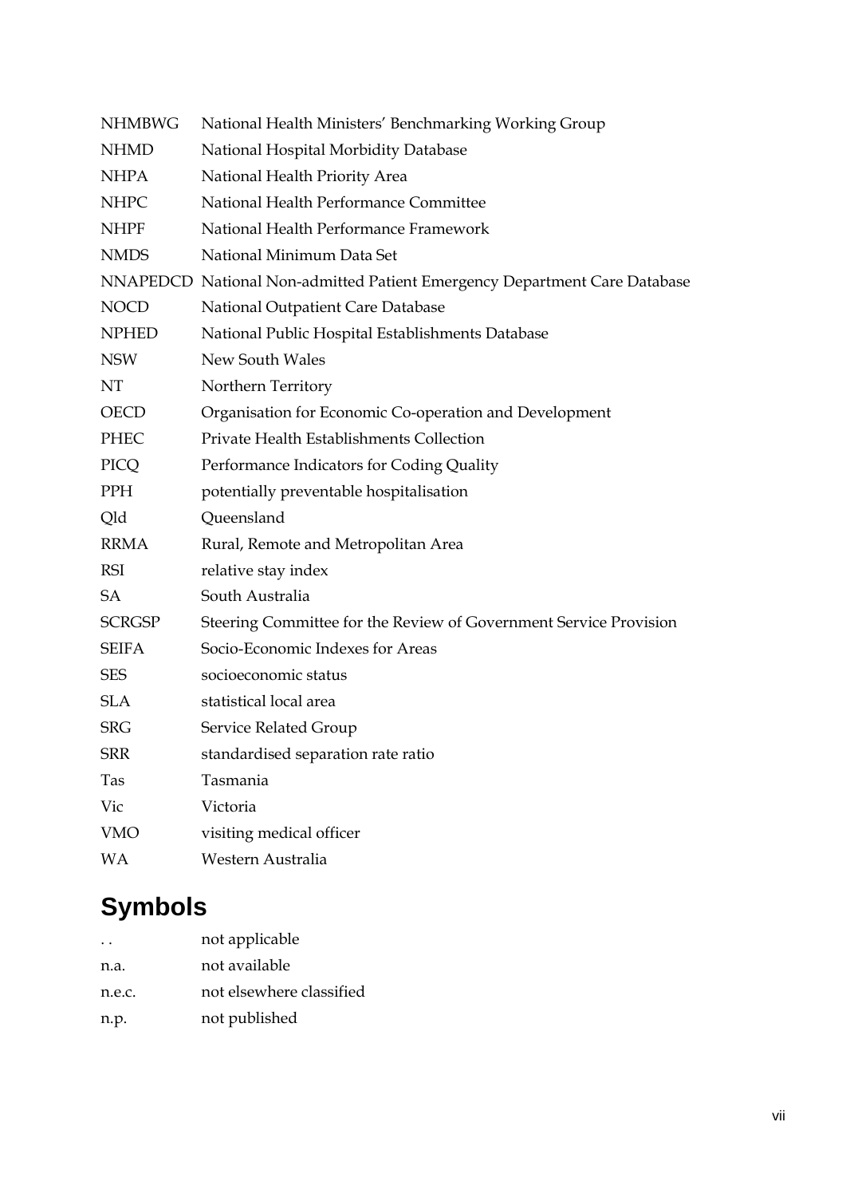| | |
|---|---|
| NHMBWG | National Health Ministers' Benchmarking Working Group |
| NHMD | National Hospital Morbidity Database |
| NHPA | National Health Priority Area |
| NHPC | National Health Performance Committee |
| NHPF | National Health Performance Framework |
| NMDS | National Minimum Data Set |
| NNAPEDCD | National Non-admitted Patient Emergency Department Care Database |
| NOCD | National Outpatient Care Database |
| NPHED | National Public Hospital Establishments Database |
| NSW | New South Wales |
| NT | Northern Territory |
| OECD | Organisation for Economic Co-operation and Development |
| PHEC | Private Health Establishments Collection |
| PICQ | Performance Indicators for Coding Quality |
| PPH | potentially preventable hospitalisation |
| Qld | Queensland |
| RRMA | Rural, Remote and Metropolitan Area |
| RSI | relative stay index |
| SA | South Australia |
| SCRGSP | Steering Committee for the Review of Government Service Provision |
| SEIFA | Socio-Economic Indexes for Areas |
| SES | socioeconomic status |
| SLA | statistical local area |
| SRG | Service Related Group |
| SRR | standardised separation rate ratio |
| Tas | Tasmania |
| Vic | Victoria |
| VMO | visiting medical officer |
| WA | Western Australia |

## Symbols

| | |
|---|---|
| . . | not applicable |
| n.a. | not available |
| n.e.c. | not elsewhere classified |
| n.p. | not published |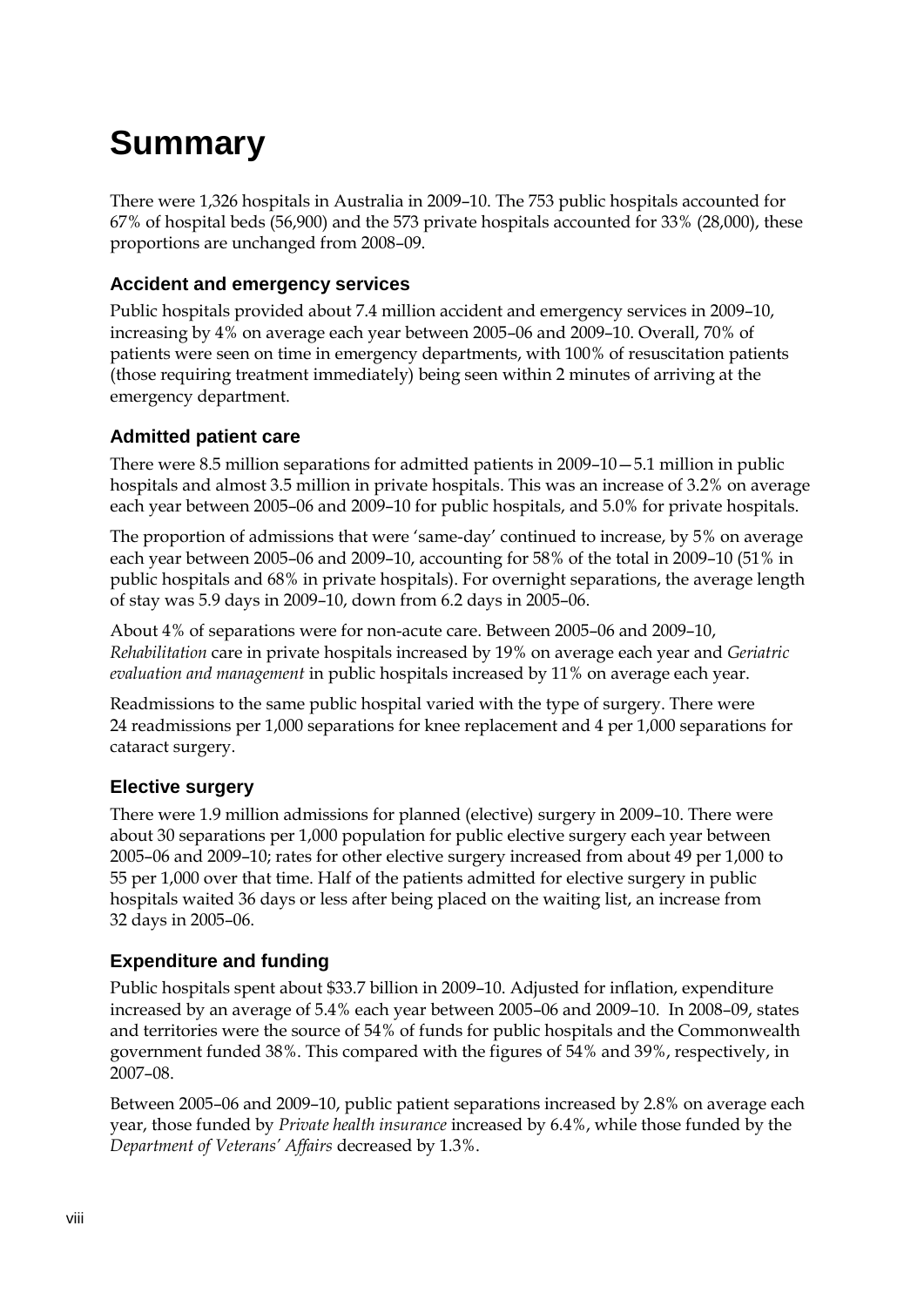# Summary

There were 1,326 hospitals in Australia in 2009–10. The 753 public hospitals accounted for 67% of hospital beds (56,900) and the 573 private hospitals accounted for 33% (28,000), these proportions are unchanged from 2008–09.

### Accident and emergency services

Public hospitals provided about 7.4 million accident and emergency services in 2009–10, increasing by 4% on average each year between 2005–06 and 2009–10. Overall, 70% of patients were seen on time in emergency departments, with 100% of resuscitation patients (those requiring treatment immediately) being seen within 2 minutes of arriving at the emergency department.

### Admitted patient care

There were 8.5 million separations for admitted patients in 2009–10—5.1 million in public hospitals and almost 3.5 million in private hospitals. This was an increase of 3.2% on average each year between 2005–06 and 2009–10 for public hospitals, and 5.0% for private hospitals.

The proportion of admissions that were 'same-day' continued to increase, by 5% on average each year between 2005–06 and 2009–10, accounting for 58% of the total in 2009–10 (51% in public hospitals and 68% in private hospitals). For overnight separations, the average length of stay was 5.9 days in 2009–10, down from 6.2 days in 2005–06.

About 4% of separations were for non-acute care. Between 2005–06 and 2009–10, *Rehabilitation* care in private hospitals increased by 19% on average each year and *Geriatric evaluation and management* in public hospitals increased by 11% on average each year.

Readmissions to the same public hospital varied with the type of surgery. There were 24 readmissions per 1,000 separations for knee replacement and 4 per 1,000 separations for cataract surgery.

### Elective surgery

There were 1.9 million admissions for planned (elective) surgery in 2009–10. There were about 30 separations per 1,000 population for public elective surgery each year between 2005–06 and 2009–10; rates for other elective surgery increased from about 49 per 1,000 to 55 per 1,000 over that time. Half of the patients admitted for elective surgery in public hospitals waited 36 days or less after being placed on the waiting list, an increase from 32 days in 2005–06.

### Expenditure and funding

Public hospitals spent about $33.7 billion in 2009–10. Adjusted for inflation, expenditure increased by an average of 5.4% each year between 2005–06 and 2009–10. In 2008–09, states and territories were the source of 54% of funds for public hospitals and the Commonwealth government funded 38%. This compared with the figures of 54% and 39%, respectively, in 2007–08.

Between 2005–06 and 2009–10, public patient separations increased by 2.8% on average each year, those funded by *Private health insurance* increased by 6.4%, while those funded by the *Department of Veterans' Affairs* decreased by 1.3%.